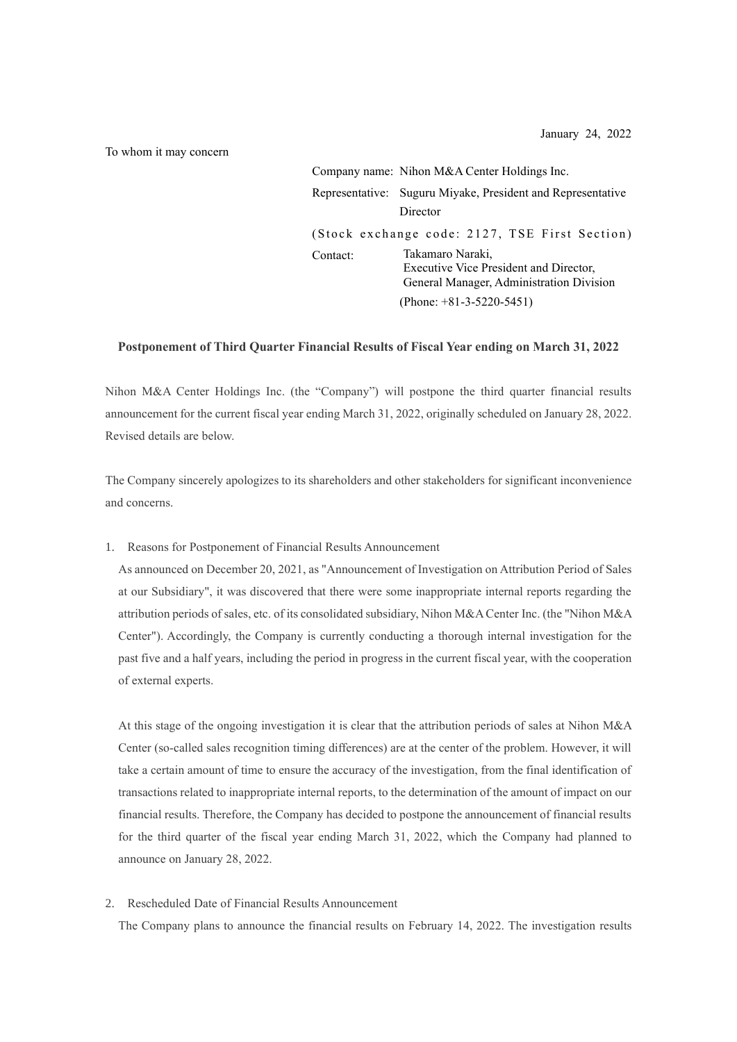January 24, 2022

To whom it may concern

Company name: Nihon M&A Center Holdings Inc.
Representative: Suguru Miyake, President and Representative Director
(Stock exchange code: 2127, TSE First Section)
Contact: Takamaro Naraki,
Executive Vice President and Director,
General Manager, Administration Division
(Phone: +81-3-5220-5451)

**Postponement of Third Quarter Financial Results of Fiscal Year ending on March 31, 2022**

Nihon M&A Center Holdings Inc. (the "Company") will postpone the third quarter financial results announcement for the current fiscal year ending March 31, 2022, originally scheduled on January 28, 2022. Revised details are below.

The Company sincerely apologizes to its shareholders and other stakeholders for significant inconvenience and concerns.

1. Reasons for Postponement of Financial Results Announcement

   As announced on December 20, 2021, as "Announcement of Investigation on Attribution Period of Sales at our Subsidiary", it was discovered that there were some inappropriate internal reports regarding the attribution periods of sales, etc. of its consolidated subsidiary, Nihon M&A Center Inc. (the "Nihon M&A Center"). Accordingly, the Company is currently conducting a thorough internal investigation for the past five and a half years, including the period in progress in the current fiscal year, with the cooperation of external experts.

   At this stage of the ongoing investigation it is clear that the attribution periods of sales at Nihon M&A Center (so-called sales recognition timing differences) are at the center of the problem. However, it will take a certain amount of time to ensure the accuracy of the investigation, from the final identification of transactions related to inappropriate internal reports, to the determination of the amount of impact on our financial results. Therefore, the Company has decided to postpone the announcement of financial results for the third quarter of the fiscal year ending March 31, 2022, which the Company had planned to announce on January 28, 2022.

2. Rescheduled Date of Financial Results Announcement

   The Company plans to announce the financial results on February 14, 2022. The investigation results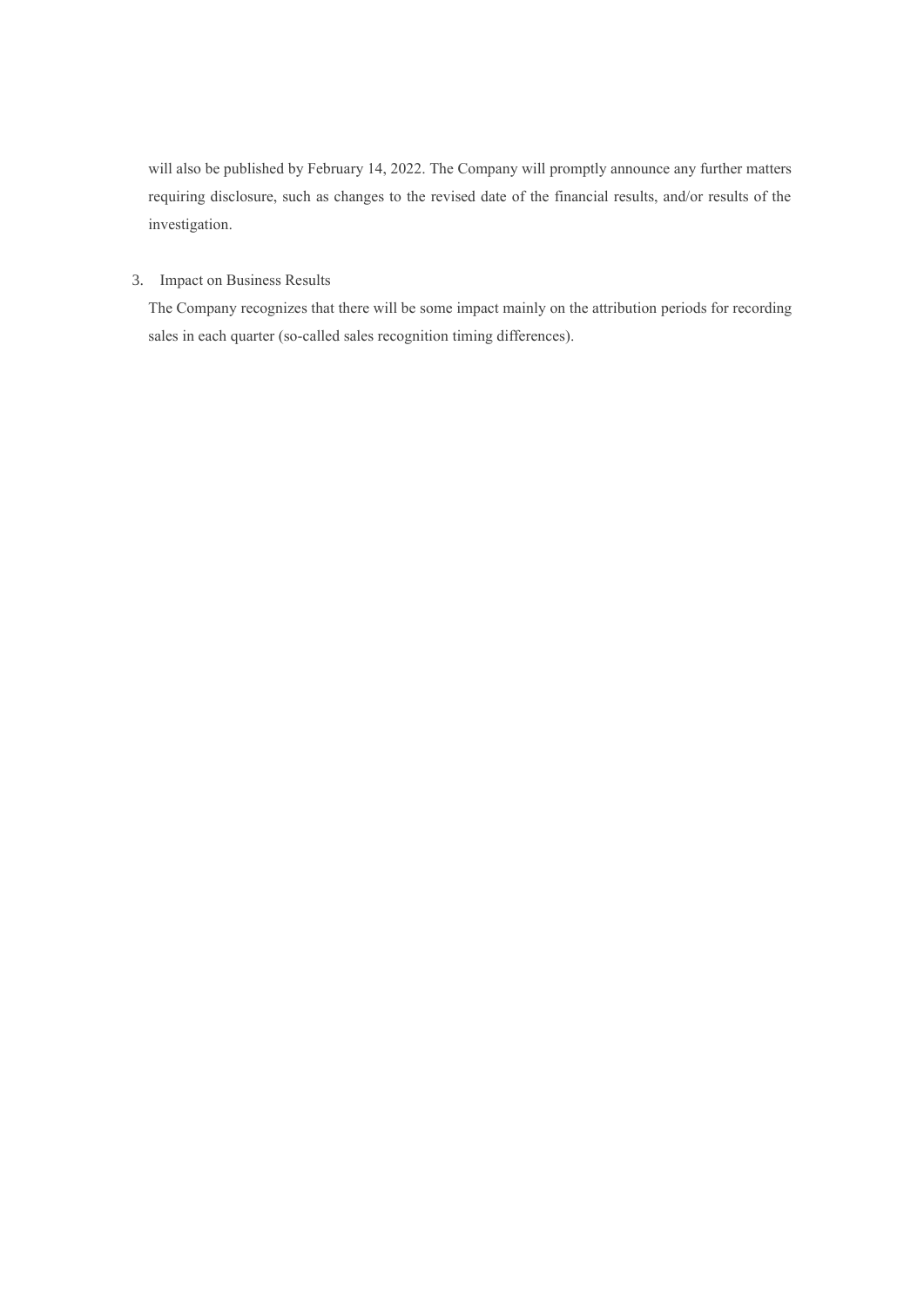will also be published by February 14, 2022. The Company will promptly announce any further matters requiring disclosure, such as changes to the revised date of the financial results, and/or results of the investigation.

3. Impact on Business Results

The Company recognizes that there will be some impact mainly on the attribution periods for recording sales in each quarter (so-called sales recognition timing differences).